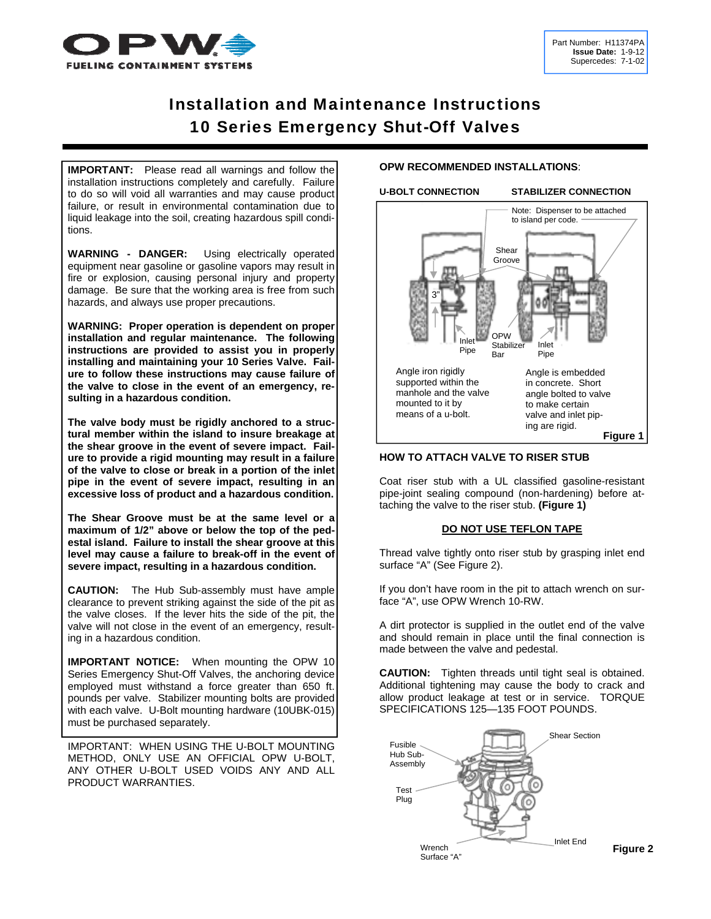Part Number: H11374PA
**Issue Date:** 1-9-12
Supercedes: 7-1-02

# Installation and Maintenance Instructions
# 10 Series Emergency Shut-Off Valves

**IMPORTANT:** Please read all warnings and follow the installation instructions completely and carefully. Failure to do so will void all warranties and may cause product failure, or result in environmental contamination due to liquid leakage into the soil, creating hazardous spill conditions.

**WARNING - DANGER:** Using electrically operated equipment near gasoline or gasoline vapors may result in fire or explosion, causing personal injury and property damage. Be sure that the working area is free from such hazards, and always use proper precautions.

**WARNING: Proper operation is dependent on proper installation and regular maintenance. The following instructions are provided to assist you in properly installing and maintaining your 10 Series Valve. Failure to follow these instructions may cause failure of the valve to close in the event of an emergency, resulting in a hazardous condition.**

**The valve body must be rigidly anchored to a structural member within the island to insure breakage at the shear groove in the event of severe impact. Failure to provide a rigid mounting may result in a failure of the valve to close or break in a portion of the inlet pipe in the event of severe impact, resulting in an excessive loss of product and a hazardous condition.**

**The Shear Groove must be at the same level or a maximum of 1/2" above or below the top of the pedestal island. Failure to install the shear groove at this level may cause a failure to break-off in the event of severe impact, resulting in a hazardous condition.**

**CAUTION:** The Hub Sub-assembly must have ample clearance to prevent striking against the side of the pit as the valve closes. If the lever hits the side of the pit, the valve will not close in the event of an emergency, resulting in a hazardous condition.

**IMPORTANT NOTICE:** When mounting the OPW 10 Series Emergency Shut-Off Valves, the anchoring device employed must withstand a force greater than 650 ft. pounds per valve. Stabilizer mounting bolts are provided with each valve. U-Bolt mounting hardware (10UBK-015) must be purchased separately.

IMPORTANT: WHEN USING THE U-BOLT MOUNTING METHOD, ONLY USE AN OFFICIAL OPW U-BOLT, ANY OTHER U-BOLT USED VOIDS ANY AND ALL PRODUCT WARRANTIES.

**OPW RECOMMENDED INSTALLATIONS**:

**U-BOLT CONNECTION** | **STABILIZER CONNECTION**

Note: Dispenser to be attached to island per code.

Shear Groove

3"

Inlet Pipe

OPW Stabilizer Bar

Inlet Pipe

Angle iron rigidly supported within the manhole and the valve mounted to it by means of a u-bolt.

Angle is embedded in concrete. Short angle bolted to valve to make certain valve and inlet piping are rigid.

**Figure 1**

## HOW TO ATTACH VALVE TO RISER STUB

Coat riser stub with a UL classified gasoline-resistant pipe-joint sealing compound (non-hardening) before attaching the valve to the riser stub. **(Figure 1)**

**DO NOT USE TEFLON TAPE**

Thread valve tightly onto riser stub by grasping inlet end surface "A" (See Figure 2).

If you don't have room in the pit to attach wrench on surface "A", use OPW Wrench 10-RW.

A dirt protector is supplied in the outlet end of the valve and should remain in place until the final connection is made between the valve and pedestal.

**CAUTION:** Tighten threads until tight seal is obtained. Additional tightening may cause the body to crack and allow product leakage at test or in service. TORQUE SPECIFICATIONS 125—135 FOOT POUNDS.

Fusible Hub Sub-Assembly

Shear Section

Test Plug

Inlet End

Wrench Surface "A"

**Figure 2**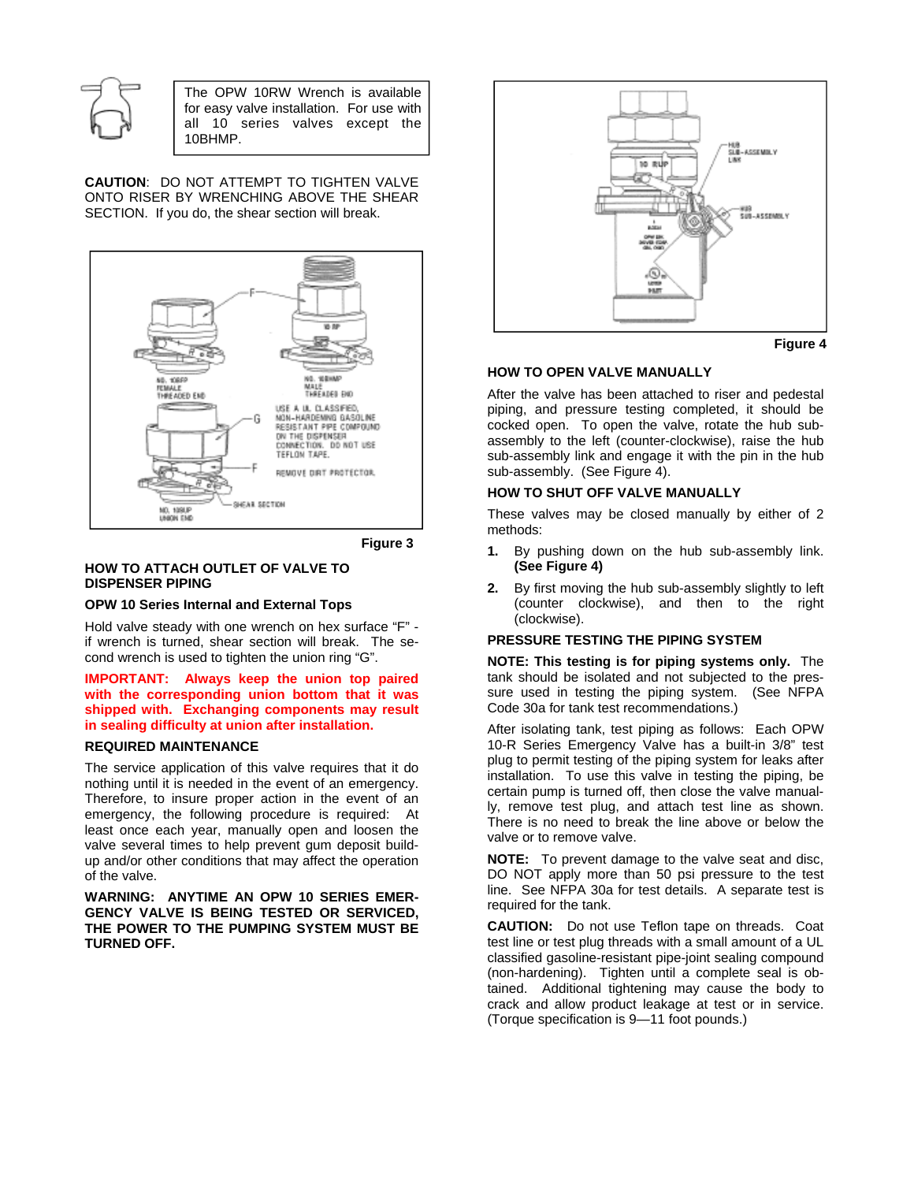The OPW 10RW Wrench is available for easy valve installation. For use with all 10 series valves except the 10BHMP.

**CAUTION**: DO NOT ATTEMPT TO TIGHTEN VALVE ONTO RISER BY WRENCHING ABOVE THE SHEAR SECTION. If you do, the shear section will break.

Figure 3

### HOW TO ATTACH OUTLET OF VALVE TO DISPENSER PIPING

#### OPW 10 Series Internal and External Tops

Hold valve steady with one wrench on hex surface "F" - if wrench is turned, shear section will break. The second wrench is used to tighten the union ring "G".

**IMPORTANT: Always keep the union top paired with the corresponding union bottom that it was shipped with. Exchanging components may result in sealing difficulty at union after installation.**

### REQUIRED MAINTENANCE

The service application of this valve requires that it do nothing until it is needed in the event of an emergency. Therefore, to insure proper action in the event of an emergency, the following procedure is required: At least once each year, manually open and loosen the valve several times to help prevent gum deposit build-up and/or other conditions that may affect the operation of the valve.

**WARNING: ANYTIME AN OPW 10 SERIES EMERGENCY VALVE IS BEING TESTED OR SERVICED, THE POWER TO THE PUMPING SYSTEM MUST BE TURNED OFF.**

Figure 4

### HOW TO OPEN VALVE MANUALLY

After the valve has been attached to riser and pedestal piping, and pressure testing completed, it should be cocked open. To open the valve, rotate the hub sub-assembly to the left (counter-clockwise), raise the hub sub-assembly link and engage it with the pin in the hub sub-assembly. (See Figure 4).

### HOW TO SHUT OFF VALVE MANUALLY

These valves may be closed manually by either of 2 methods:

1. By pushing down on the hub sub-assembly link. **(See Figure 4)**
2. By first moving the hub sub-assembly slightly to left (counter clockwise), and then to the right (clockwise).

### PRESSURE TESTING THE PIPING SYSTEM

**NOTE: This testing is for piping systems only.** The tank should be isolated and not subjected to the pressure used in testing the piping system. (See NFPA Code 30a for tank test recommendations.)

After isolating tank, test piping as follows: Each OPW 10-R Series Emergency Valve has a built-in 3/8" test plug to permit testing of the piping system for leaks after installation. To use this valve in testing the piping, be certain pump is turned off, then close the valve manually, remove test plug, and attach test line as shown. There is no need to break the line above or below the valve or to remove valve.

**NOTE:** To prevent damage to the valve seat and disc, DO NOT apply more than 50 psi pressure to the test line. See NFPA 30a for test details. A separate test is required for the tank.

**CAUTION:** Do not use Teflon tape on threads. Coat test line or test plug threads with a small amount of a UL classified gasoline-resistant pipe-joint sealing compound (non-hardening). Tighten until a complete seal is obtained. Additional tightening may cause the body to crack and allow product leakage at test or in service. (Torque specification is 9—11 foot pounds.)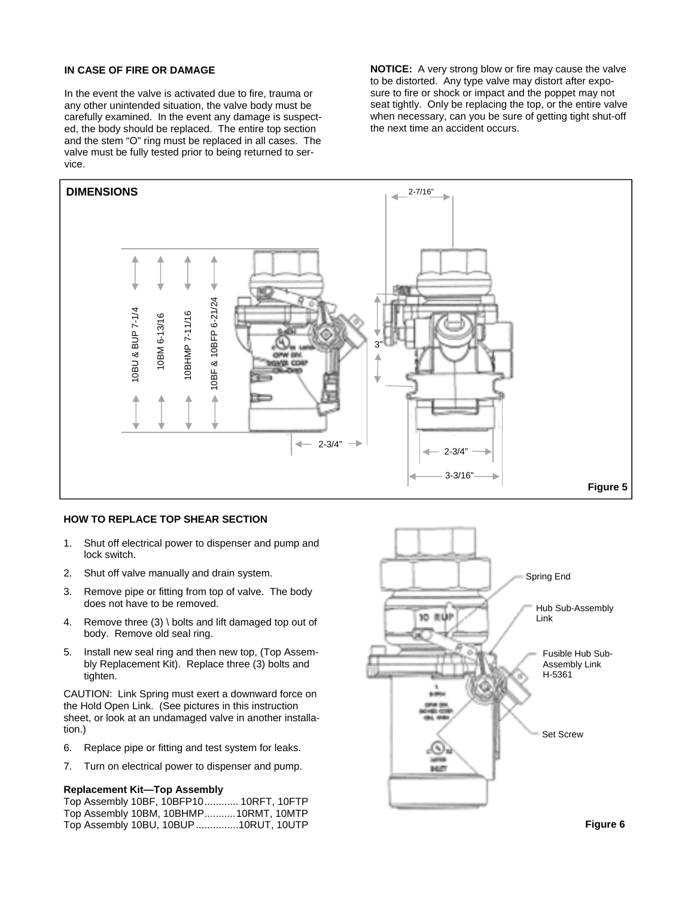## IN CASE OF FIRE OR DAMAGE

In the event the valve is activated due to fire, trauma or any other unintended situation, the valve body must be carefully examined. In the event any damage is suspected, the body should be replaced. The entire top section and the stem "O" ring must be replaced in all cases. The valve must be fully tested prior to being returned to service.

**NOTICE:** A very strong blow or fire may cause the valve to be distorted. Any type valve may distort after exposure to fire or shock or impact and the poppet may not seat tightly. Only be replacing the top, or the entire valve when necessary, can you be sure of getting tight shut-off the next time an accident occurs.

## DIMENSIONS

10BU & BUP 7-1/4

10BM 6-13/16

10BHMP 7-11/16

10BF & 10BFP 6-21/24

2-7/16"

3"

2-3/4"

2-3/4"

3-3/16"

**Figure 5**

## HOW TO REPLACE TOP SHEAR SECTION

1. Shut off electrical power to dispenser and pump and lock switch.
2. Shut off valve manually and drain system.
3. Remove pipe or fitting from top of valve. The body does not have to be removed.
4. Remove three (3) \ bolts and lift damaged top out of body. Remove old seal ring.
5. Install new seal ring and then new top, (Top Assembly Replacement Kit). Replace three (3) bolts and tighten.

CAUTION: Link Spring must exert a downward force on the Hold Open Link. (See pictures in this instruction sheet, or look at an undamaged valve in another installation.)

6. Replace pipe or fitting and test system for leaks.
7. Turn on electrical power to dispenser and pump.

**Replacement Kit—Top Assembly**

Top Assembly 10BF, 10BFP10............ 10RFT, 10FTP
Top Assembly 10BM, 10BHMP...........10RMT, 10MTP
Top Assembly 10BU, 10BUP...............10RUT, 10UTP

Spring End

Hub Sub-Assembly Link

Fusible Hub Sub-Assembly Link H-5361

Set Screw

**Figure 6**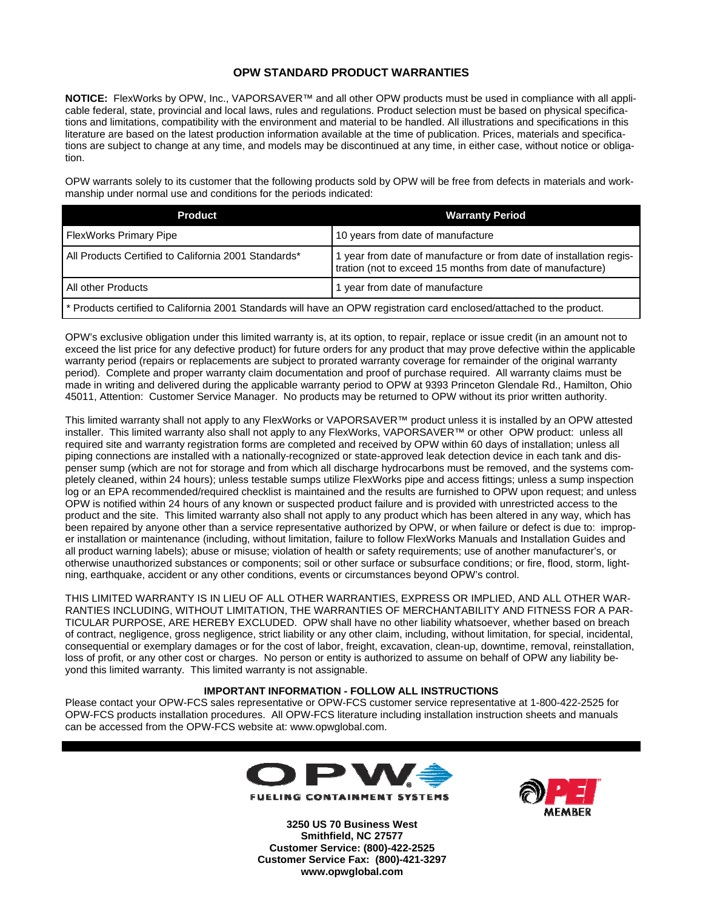## OPW STANDARD PRODUCT WARRANTIES

**NOTICE:** FlexWorks by OPW, Inc., VAPORSAVER™ and all other OPW products must be used in compliance with all applicable federal, state, provincial and local laws, rules and regulations. Product selection must be based on physical specifications and limitations, compatibility with the environment and material to be handled. All illustrations and specifications in this literature are based on the latest production information available at the time of publication. Prices, materials and specifications are subject to change at any time, and models may be discontinued at any time, in either case, without notice or obligation.

OPW warrants solely to its customer that the following products sold by OPW will be free from defects in materials and workmanship under normal use and conditions for the periods indicated:

| Product | Warranty Period |
|---|---|
| FlexWorks Primary Pipe | 10 years from date of manufacture |
| All Products Certified to California 2001 Standards* | 1 year from date of manufacture or from date of installation registration (not to exceed 15 months from date of manufacture) |
| All other Products | 1 year from date of manufacture |

* Products certified to California 2001 Standards will have an OPW registration card enclosed/attached to the product.

OPW's exclusive obligation under this limited warranty is, at its option, to repair, replace or issue credit (in an amount not to exceed the list price for any defective product) for future orders for any product that may prove defective within the applicable warranty period (repairs or replacements are subject to prorated warranty coverage for remainder of the original warranty period). Complete and proper warranty claim documentation and proof of purchase required. All warranty claims must be made in writing and delivered during the applicable warranty period to OPW at 9393 Princeton Glendale Rd., Hamilton, Ohio 45011, Attention: Customer Service Manager. No products may be returned to OPW without its prior written authority.

This limited warranty shall not apply to any FlexWorks or VAPORSAVER™ product unless it is installed by an OPW attested installer. This limited warranty also shall not apply to any FlexWorks, VAPORSAVER™ or other OPW product: unless all required site and warranty registration forms are completed and received by OPW within 60 days of installation; unless all piping connections are installed with a nationally-recognized or state-approved leak detection device in each tank and dispenser sump (which are not for storage and from which all discharge hydrocarbons must be removed, and the systems completely cleaned, within 24 hours); unless testable sumps utilize FlexWorks pipe and access fittings; unless a sump inspection log or an EPA recommended/required checklist is maintained and the results are furnished to OPW upon request; and unless OPW is notified within 24 hours of any known or suspected product failure and is provided with unrestricted access to the product and the site. This limited warranty also shall not apply to any product which has been altered in any way, which has been repaired by anyone other than a service representative authorized by OPW, or when failure or defect is due to: improper installation or maintenance (including, without limitation, failure to follow FlexWorks Manuals and Installation Guides and all product warning labels); abuse or misuse; violation of health or safety requirements; use of another manufacturer's, or otherwise unauthorized substances or components; soil or other surface or subsurface conditions; or fire, flood, storm, lightning, earthquake, accident or any other conditions, events or circumstances beyond OPW's control.

THIS LIMITED WARRANTY IS IN LIEU OF ALL OTHER WARRANTIES, EXPRESS OR IMPLIED, AND ALL OTHER WARRANTIES INCLUDING, WITHOUT LIMITATION, THE WARRANTIES OF MERCHANTABILITY AND FITNESS FOR A PARTICULAR PURPOSE, ARE HEREBY EXCLUDED. OPW shall have no other liability whatsoever, whether based on breach of contract, negligence, gross negligence, strict liability or any other claim, including, without limitation, for special, incidental, consequential or exemplary damages or for the cost of labor, freight, excavation, clean-up, downtime, removal, reinstallation, loss of profit, or any other cost or charges. No person or entity is authorized to assume on behalf of OPW any liability beyond this limited warranty. This limited warranty is not assignable.

### IMPORTANT INFORMATION - FOLLOW ALL INSTRUCTIONS

Please contact your OPW-FCS sales representative or OPW-FCS customer service representative at 1-800-422-2525 for OPW-FCS products installation procedures. All OPW-FCS literature including installation instruction sheets and manuals can be accessed from the OPW-FCS website at: www.opwglobal.com.

OPW FUELING CONTAINMENT SYSTEMS

PEI MEMBER

**3250 US 70 Business West**
**Smithfield, NC 27577**
**Customer Service: (800)-422-2525**
**Customer Service Fax: (800)-421-3297**
**www.opwglobal.com**